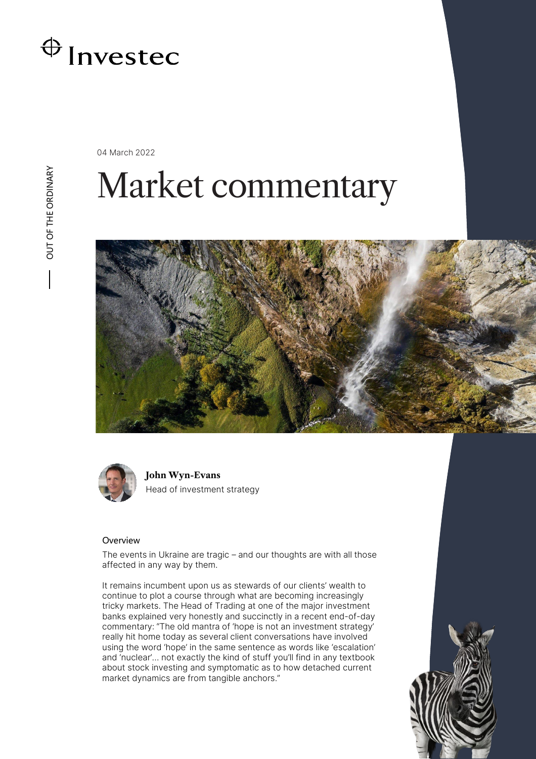Investec

04 March 2022

# Market commentary

**John Wyn-Evans**
Head of investment strategy

## Overview

The events in Ukraine are tragic – and our thoughts are with all those affected in any way by them.

It remains incumbent upon us as stewards of our clients' wealth to continue to plot a course through what are becoming increasingly tricky markets. The Head of Trading at one of the major investment banks explained very honestly and succinctly in a recent end-of-day commentary: "The old mantra of 'hope is not an investment strategy' really hit home today as several client conversations have involved using the word 'hope' in the same sentence as words like 'escalation' and 'nuclear'… not exactly the kind of stuff you'll find in any textbook about stock investing and symptomatic as to how detached current market dynamics are from tangible anchors."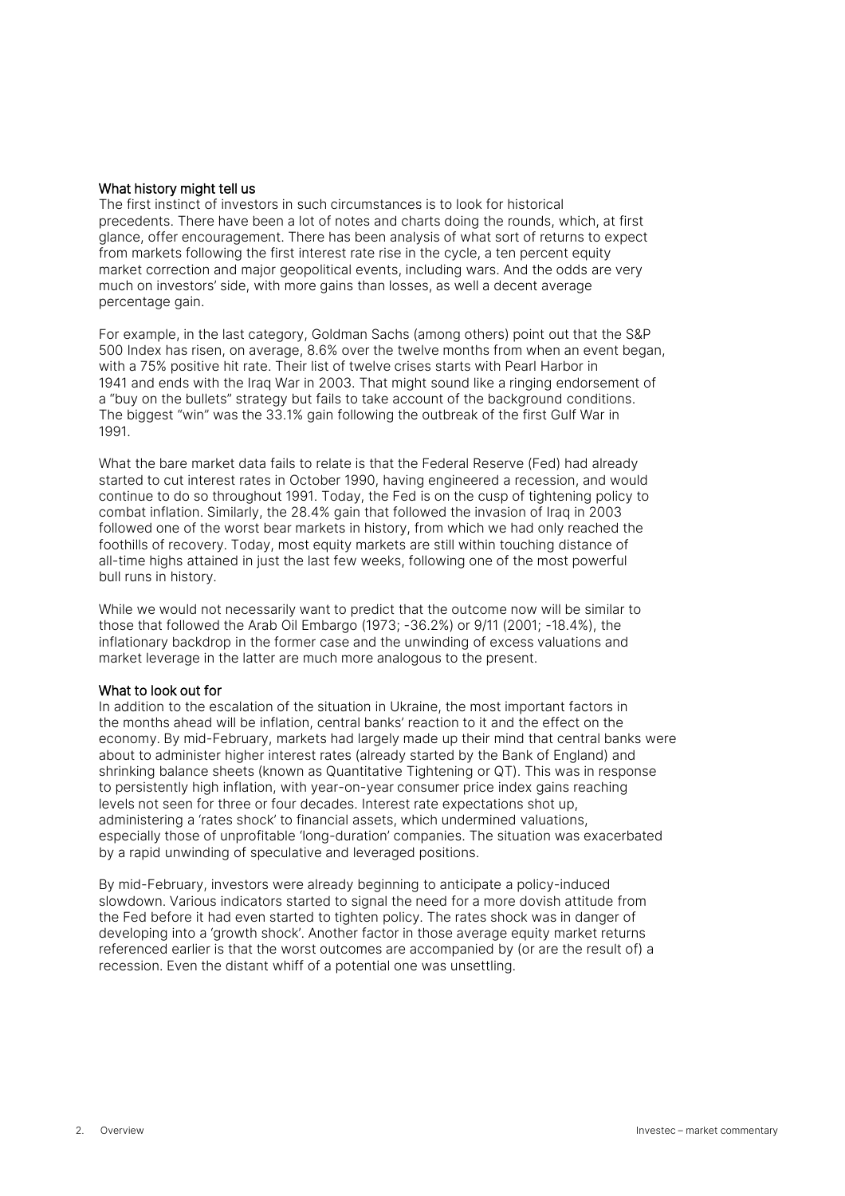### What history might tell us

The first instinct of investors in such circumstances is to look for historical precedents. There have been a lot of notes and charts doing the rounds, which, at first glance, offer encouragement. There has been analysis of what sort of returns to expect from markets following the first interest rate rise in the cycle, a ten percent equity market correction and major geopolitical events, including wars. And the odds are very much on investors' side, with more gains than losses, as well a decent average percentage gain.

For example, in the last category, Goldman Sachs (among others) point out that the S&P 500 Index has risen, on average, 8.6% over the twelve months from when an event began, with a 75% positive hit rate. Their list of twelve crises starts with Pearl Harbor in 1941 and ends with the Iraq War in 2003. That might sound like a ringing endorsement of a "buy on the bullets" strategy but fails to take account of the background conditions. The biggest "win" was the 33.1% gain following the outbreak of the first Gulf War in 1991.

What the bare market data fails to relate is that the Federal Reserve (Fed) had already started to cut interest rates in October 1990, having engineered a recession, and would continue to do so throughout 1991. Today, the Fed is on the cusp of tightening policy to combat inflation. Similarly, the 28.4% gain that followed the invasion of Iraq in 2003 followed one of the worst bear markets in history, from which we had only reached the foothills of recovery. Today, most equity markets are still within touching distance of all-time highs attained in just the last few weeks, following one of the most powerful bull runs in history.

While we would not necessarily want to predict that the outcome now will be similar to those that followed the Arab Oil Embargo (1973; -36.2%) or 9/11 (2001; -18.4%), the inflationary backdrop in the former case and the unwinding of excess valuations and market leverage in the latter are much more analogous to the present.

### What to look out for

In addition to the escalation of the situation in Ukraine, the most important factors in the months ahead will be inflation, central banks' reaction to it and the effect on the economy. By mid-February, markets had largely made up their mind that central banks were about to administer higher interest rates (already started by the Bank of England) and shrinking balance sheets (known as Quantitative Tightening or QT). This was in response to persistently high inflation, with year-on-year consumer price index gains reaching levels not seen for three or four decades. Interest rate expectations shot up, administering a 'rates shock' to financial assets, which undermined valuations, especially those of unprofitable 'long-duration' companies. The situation was exacerbated by a rapid unwinding of speculative and leveraged positions.

By mid-February, investors were already beginning to anticipate a policy-induced slowdown. Various indicators started to signal the need for a more dovish attitude from the Fed before it had even started to tighten policy. The rates shock was in danger of developing into a 'growth shock'. Another factor in those average equity market returns referenced earlier is that the worst outcomes are accompanied by (or are the result of) a recession. Even the distant whiff of a potential one was unsettling.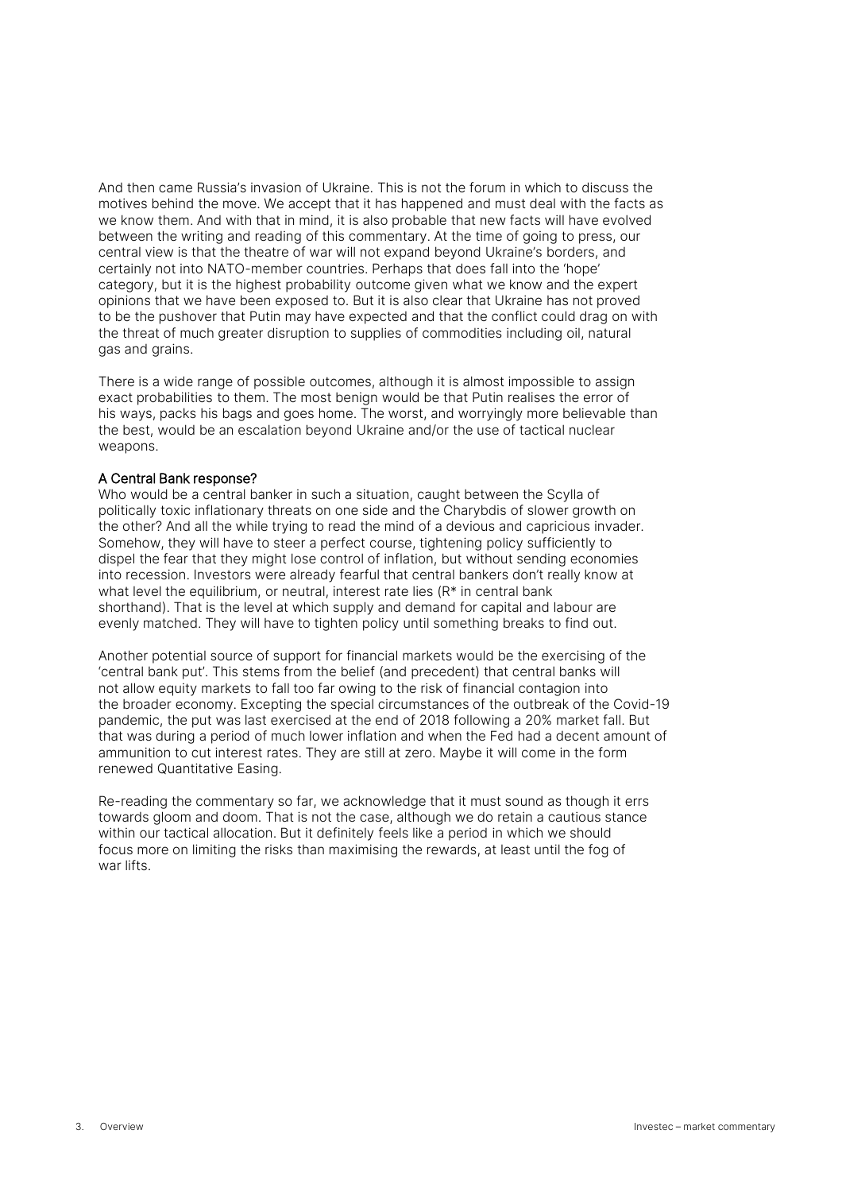And then came Russia's invasion of Ukraine. This is not the forum in which to discuss the motives behind the move. We accept that it has happened and must deal with the facts as we know them. And with that in mind, it is also probable that new facts will have evolved between the writing and reading of this commentary. At the time of going to press, our central view is that the theatre of war will not expand beyond Ukraine's borders, and certainly not into NATO-member countries. Perhaps that does fall into the 'hope' category, but it is the highest probability outcome given what we know and the expert opinions that we have been exposed to. But it is also clear that Ukraine has not proved to be the pushover that Putin may have expected and that the conflict could drag on with the threat of much greater disruption to supplies of commodities including oil, natural gas and grains.

There is a wide range of possible outcomes, although it is almost impossible to assign exact probabilities to them. The most benign would be that Putin realises the error of his ways, packs his bags and goes home. The worst, and worryingly more believable than the best, would be an escalation beyond Ukraine and/or the use of tactical nuclear weapons.

## A Central Bank response?

Who would be a central banker in such a situation, caught between the Scylla of politically toxic inflationary threats on one side and the Charybdis of slower growth on the other? And all the while trying to read the mind of a devious and capricious invader. Somehow, they will have to steer a perfect course, tightening policy sufficiently to dispel the fear that they might lose control of inflation, but without sending economies into recession. Investors were already fearful that central bankers don't really know at what level the equilibrium, or neutral, interest rate lies (R* in central bank shorthand). That is the level at which supply and demand for capital and labour are evenly matched. They will have to tighten policy until something breaks to find out.

Another potential source of support for financial markets would be the exercising of the 'central bank put'. This stems from the belief (and precedent) that central banks will not allow equity markets to fall too far owing to the risk of financial contagion into the broader economy. Excepting the special circumstances of the outbreak of the Covid-19 pandemic, the put was last exercised at the end of 2018 following a 20% market fall. But that was during a period of much lower inflation and when the Fed had a decent amount of ammunition to cut interest rates. They are still at zero. Maybe it will come in the form renewed Quantitative Easing.

Re-reading the commentary so far, we acknowledge that it must sound as though it errs towards gloom and doom. That is not the case, although we do retain a cautious stance within our tactical allocation. But it definitely feels like a period in which we should focus more on limiting the risks than maximising the rewards, at least until the fog of war lifts.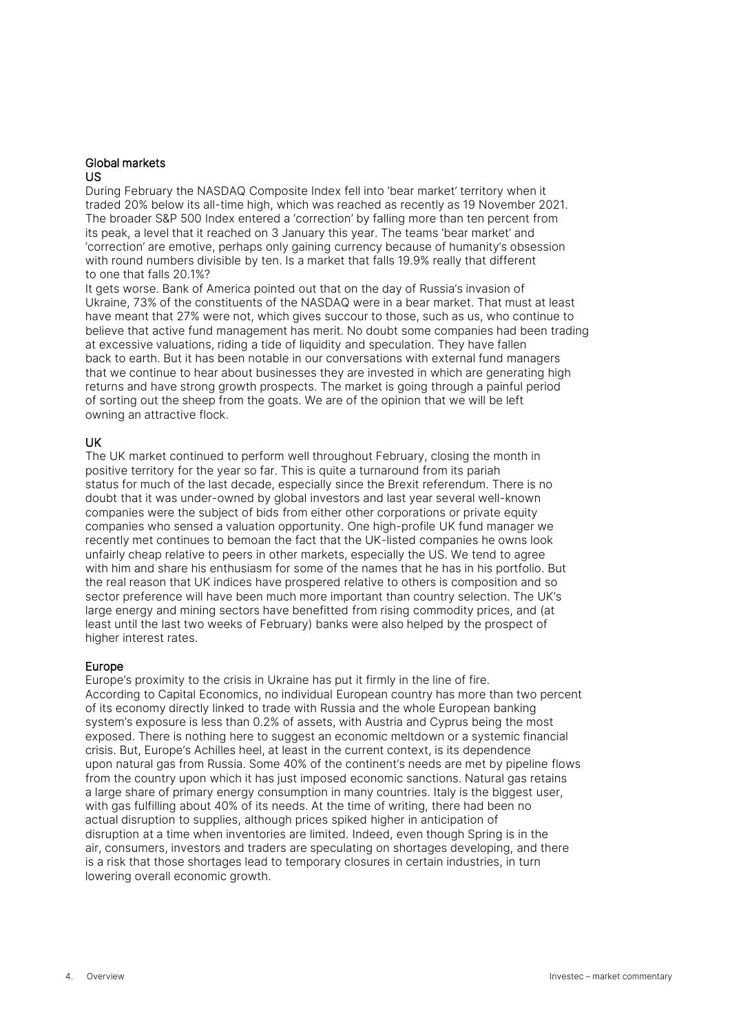## Global markets

### US

During February the NASDAQ Composite Index fell into 'bear market' territory when it traded 20% below its all-time high, which was reached as recently as 19 November 2021. The broader S&P 500 Index entered a 'correction' by falling more than ten percent from its peak, a level that it reached on 3 January this year. The teams 'bear market' and 'correction' are emotive, perhaps only gaining currency because of humanity's obsession with round numbers divisible by ten. Is a market that falls 19.9% really that different to one that falls 20.1%?

It gets worse. Bank of America pointed out that on the day of Russia's invasion of Ukraine, 73% of the constituents of the NASDAQ were in a bear market. That must at least have meant that 27% were not, which gives succour to those, such as us, who continue to believe that active fund management has merit. No doubt some companies had been trading at excessive valuations, riding a tide of liquidity and speculation. They have fallen back to earth. But it has been notable in our conversations with external fund managers that we continue to hear about businesses they are invested in which are generating high returns and have strong growth prospects. The market is going through a painful period of sorting out the sheep from the goats. We are of the opinion that we will be left owning an attractive flock.

### UK

The UK market continued to perform well throughout February, closing the month in positive territory for the year so far. This is quite a turnaround from its pariah status for much of the last decade, especially since the Brexit referendum. There is no doubt that it was under-owned by global investors and last year several well-known companies were the subject of bids from either other corporations or private equity companies who sensed a valuation opportunity. One high-profile UK fund manager we recently met continues to bemoan the fact that the UK-listed companies he owns look unfairly cheap relative to peers in other markets, especially the US. We tend to agree with him and share his enthusiasm for some of the names that he has in his portfolio. But the real reason that UK indices have prospered relative to others is composition and so sector preference will have been much more important than country selection. The UK's large energy and mining sectors have benefitted from rising commodity prices, and (at least until the last two weeks of February) banks were also helped by the prospect of higher interest rates.

### Europe

Europe's proximity to the crisis in Ukraine has put it firmly in the line of fire. According to Capital Economics, no individual European country has more than two percent of its economy directly linked to trade with Russia and the whole European banking system's exposure is less than 0.2% of assets, with Austria and Cyprus being the most exposed. There is nothing here to suggest an economic meltdown or a systemic financial crisis. But, Europe's Achilles heel, at least in the current context, is its dependence upon natural gas from Russia. Some 40% of the continent's needs are met by pipeline flows from the country upon which it has just imposed economic sanctions. Natural gas retains a large share of primary energy consumption in many countries. Italy is the biggest user, with gas fulfilling about 40% of its needs. At the time of writing, there had been no actual disruption to supplies, although prices spiked higher in anticipation of disruption at a time when inventories are limited. Indeed, even though Spring is in the air, consumers, investors and traders are speculating on shortages developing, and there is a risk that those shortages lead to temporary closures in certain industries, in turn lowering overall economic growth.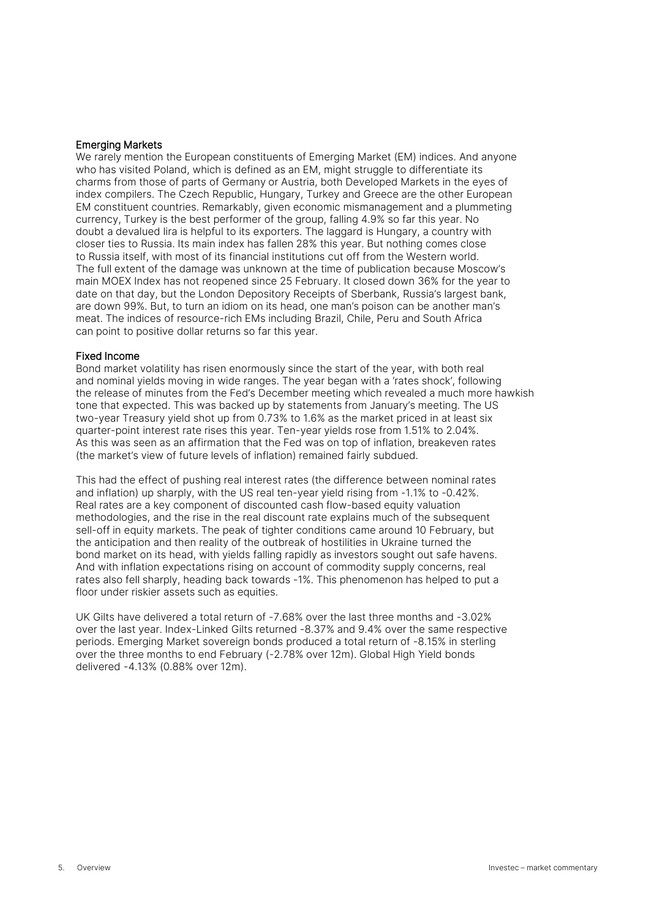## Emerging Markets

We rarely mention the European constituents of Emerging Market (EM) indices. And anyone who has visited Poland, which is defined as an EM, might struggle to differentiate its charms from those of parts of Germany or Austria, both Developed Markets in the eyes of index compilers. The Czech Republic, Hungary, Turkey and Greece are the other European EM constituent countries. Remarkably, given economic mismanagement and a plummeting currency, Turkey is the best performer of the group, falling 4.9% so far this year. No doubt a devalued lira is helpful to its exporters. The laggard is Hungary, a country with closer ties to Russia. Its main index has fallen 28% this year. But nothing comes close to Russia itself, with most of its financial institutions cut off from the Western world. The full extent of the damage was unknown at the time of publication because Moscow's main MOEX Index has not reopened since 25 February. It closed down 36% for the year to date on that day, but the London Depository Receipts of Sberbank, Russia's largest bank, are down 99%. But, to turn an idiom on its head, one man's poison can be another man's meat. The indices of resource-rich EMs including Brazil, Chile, Peru and South Africa can point to positive dollar returns so far this year.

## Fixed Income

Bond market volatility has risen enormously since the start of the year, with both real and nominal yields moving in wide ranges. The year began with a 'rates shock', following the release of minutes from the Fed's December meeting which revealed a much more hawkish tone that expected. This was backed up by statements from January's meeting. The US two-year Treasury yield shot up from 0.73% to 1.6% as the market priced in at least six quarter-point interest rate rises this year. Ten-year yields rose from 1.51% to 2.04%. As this was seen as an affirmation that the Fed was on top of inflation, breakeven rates (the market's view of future levels of inflation) remained fairly subdued.

This had the effect of pushing real interest rates (the difference between nominal rates and inflation) up sharply, with the US real ten-year yield rising from -1.1% to -0.42%. Real rates are a key component of discounted cash flow-based equity valuation methodologies, and the rise in the real discount rate explains much of the subsequent sell-off in equity markets. The peak of tighter conditions came around 10 February, but the anticipation and then reality of the outbreak of hostilities in Ukraine turned the bond market on its head, with yields falling rapidly as investors sought out safe havens. And with inflation expectations rising on account of commodity supply concerns, real rates also fell sharply, heading back towards -1%. This phenomenon has helped to put a floor under riskier assets such as equities.

UK Gilts have delivered a total return of -7.68% over the last three months and -3.02% over the last year. Index-Linked Gilts returned -8.37% and 9.4% over the same respective periods. Emerging Market sovereign bonds produced a total return of -8.15% in sterling over the three months to end February (-2.78% over 12m). Global High Yield bonds delivered -4.13% (0.88% over 12m).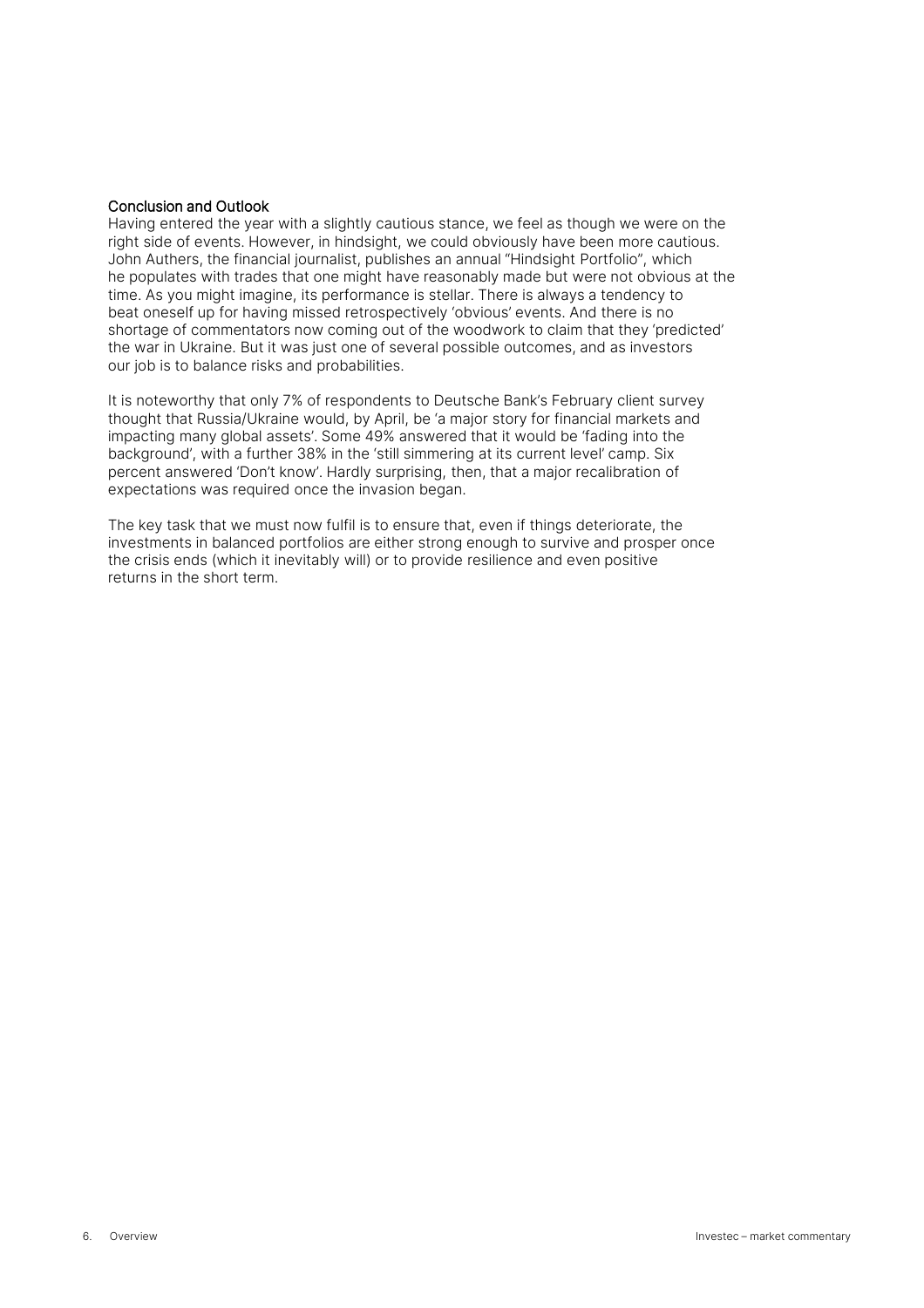## Conclusion and Outlook

Having entered the year with a slightly cautious stance, we feel as though we were on the right side of events. However, in hindsight, we could obviously have been more cautious. John Authers, the financial journalist, publishes an annual "Hindsight Portfolio", which he populates with trades that one might have reasonably made but were not obvious at the time. As you might imagine, its performance is stellar. There is always a tendency to beat oneself up for having missed retrospectively 'obvious' events. And there is no shortage of commentators now coming out of the woodwork to claim that they 'predicted' the war in Ukraine. But it was just one of several possible outcomes, and as investors our job is to balance risks and probabilities.

It is noteworthy that only 7% of respondents to Deutsche Bank's February client survey thought that Russia/Ukraine would, by April, be 'a major story for financial markets and impacting many global assets'. Some 49% answered that it would be 'fading into the background', with a further 38% in the 'still simmering at its current level' camp. Six percent answered 'Don't know'. Hardly surprising, then, that a major recalibration of expectations was required once the invasion began.

The key task that we must now fulfil is to ensure that, even if things deteriorate, the investments in balanced portfolios are either strong enough to survive and prosper once the crisis ends (which it inevitably will) or to provide resilience and even positive returns in the short term.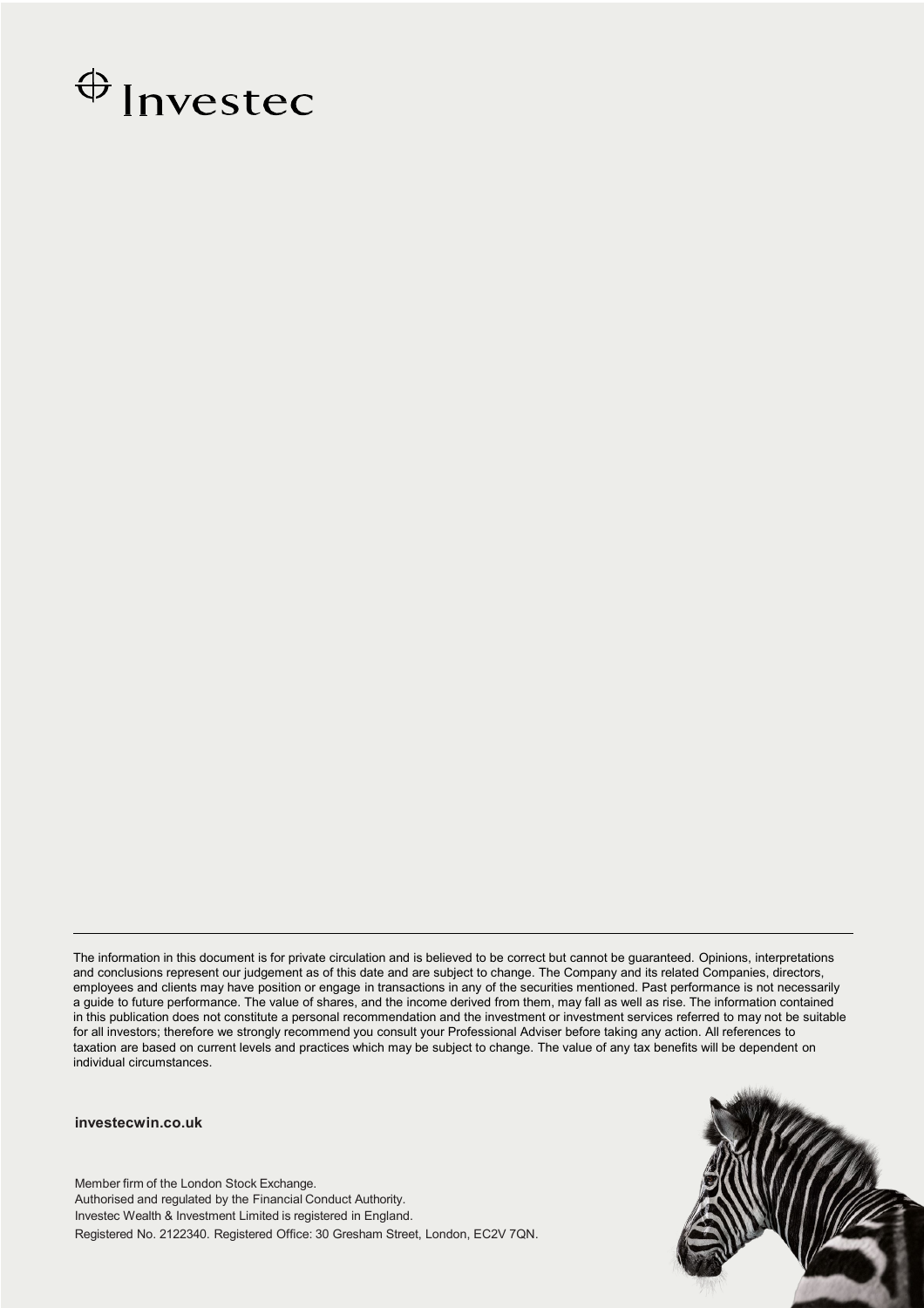Investec

The information in this document is for private circulation and is believed to be correct but cannot be guaranteed. Opinions, interpretations and conclusions represent our judgement as of this date and are subject to change. The Company and its related Companies, directors, employees and clients may have position or engage in transactions in any of the securities mentioned. Past performance is not necessarily a guide to future performance. The value of shares, and the income derived from them, may fall as well as rise. The information contained in this publication does not constitute a personal recommendation and the investment or investment services referred to may not be suitable for all investors; therefore we strongly recommend you consult your Professional Adviser before taking any action. All references to taxation are based on current levels and practices which may be subject to change. The value of any tax benefits will be dependent on individual circumstances.

**investecwin.co.uk**

Member firm of the London Stock Exchange.
Authorised and regulated by the Financial Conduct Authority.
Investec Wealth & Investment Limited is registered in England.
Registered No. 2122340. Registered Office: 30 Gresham Street, London, EC2V 7QN.